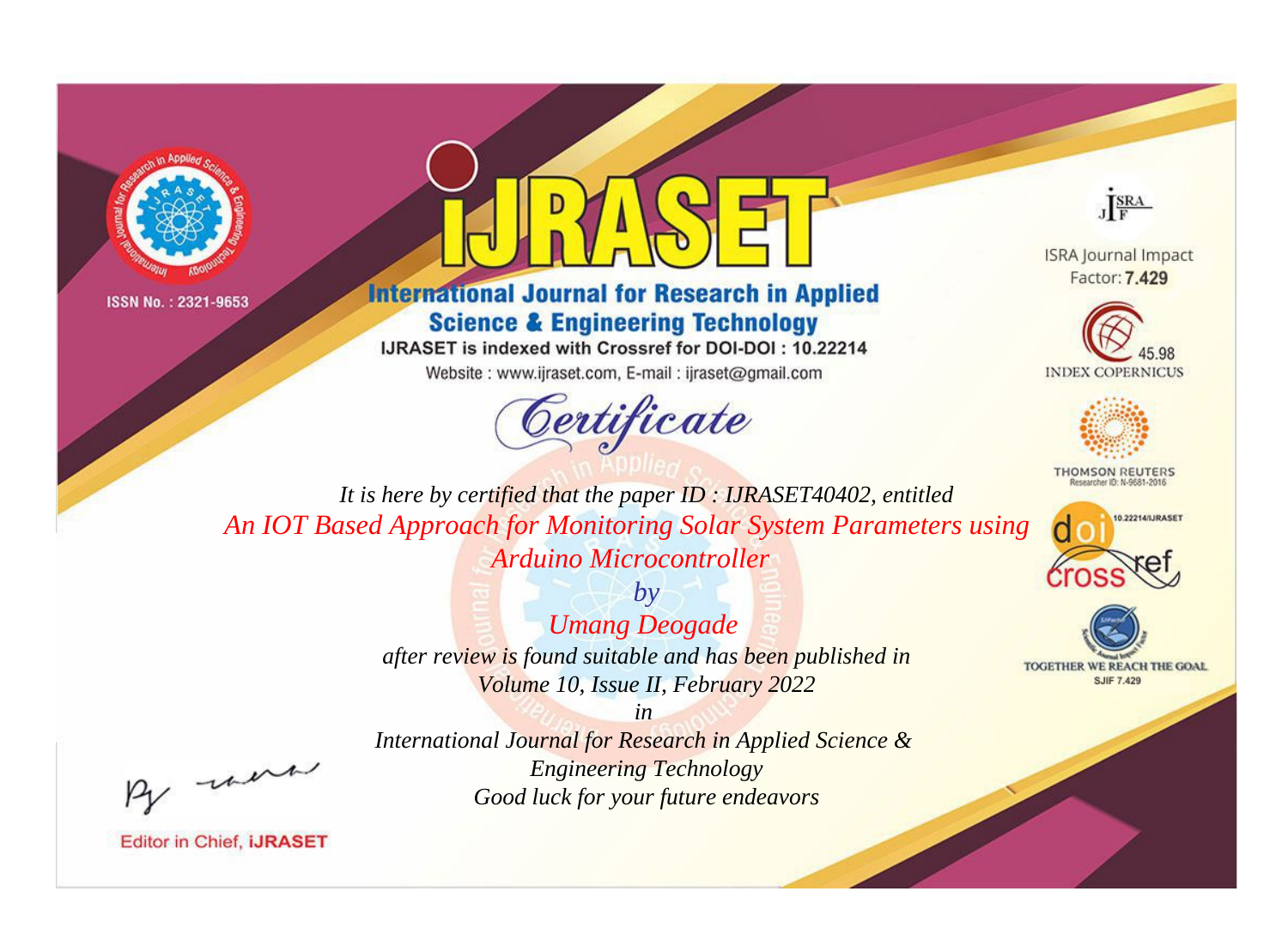ISSN No. : 2321-9653

# iJRASET

## International Journal for Research in Applied Science & Engineering Technology

IJRASET is indexed with Crossref for DOI-DOI : 10.22214

Website : www.ijraset.com, E-mail : ijraset@gmail.com

ISRA Journal Impact Factor: **7.429**

45.98 INDEX COPERNICUS

THOMSON REUTERS Researcher ID: N-9681-2016

10.22214/IJRASET

TOGETHER WE REACH THE GOAL SJIF 7.429

# Certificate

*It is here by certified that the paper ID : IJRASET40402, entitled*

*An IOT Based Approach for Monitoring Solar System Parameters using Arduino Microcontroller*

*by*

*Umang Deogade*

*after review is found suitable and has been published in*

*Volume 10, Issue II, February 2022*

*in*

*International Journal for Research in Applied Science & Engineering Technology*

*Good luck for your future endeavors*

Editor in Chief, **iJRASET**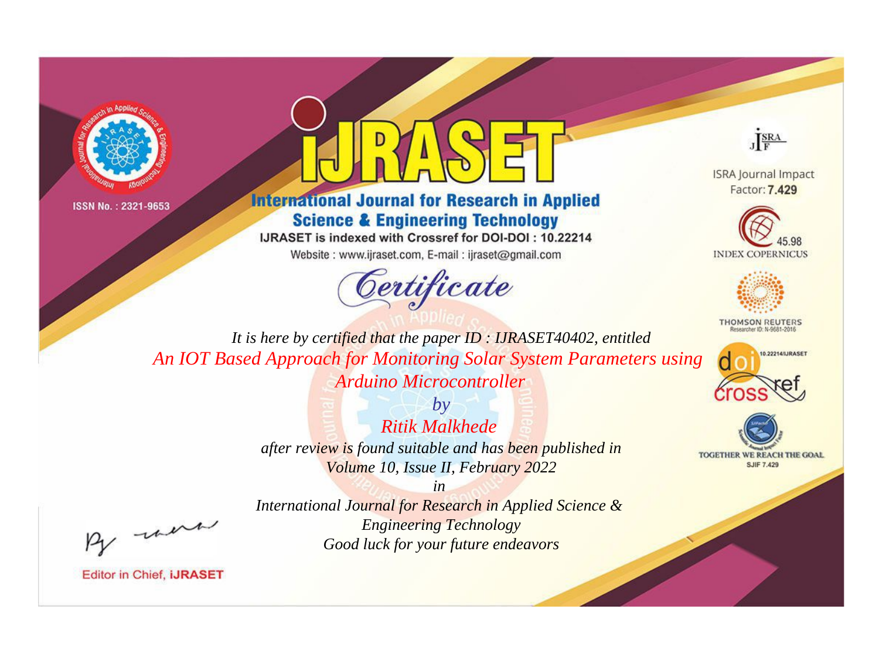ISSN No. : 2321-9653

# iJRASET

## International Journal for Research in Applied Science & Engineering Technology

IJRASET is indexed with Crossref for DOI-DOI : 10.22214

Website : www.ijraset.com, E-mail : ijraset@gmail.com

ISRA Journal Impact Factor: **7.429**

45.98 INDEX COPERNICUS

THOMSON REUTERS Researcher ID: N-9681-2016

10.22214/IJRASET

TOGETHER WE REACH THE GOAL SJIF 7.429

# *Certificate*

*It is here by certified that the paper ID : IJRASET40402, entitled*

*An IOT Based Approach for Monitoring Solar System Parameters using Arduino Microcontroller*

*by*

*Ritik Malkhede*

*after review is found suitable and has been published in*

*Volume 10, Issue II, February 2022*

*in*

*International Journal for Research in Applied Science & Engineering Technology*

*Good luck for your future endeavors*

Editor in Chief, **iJRASET**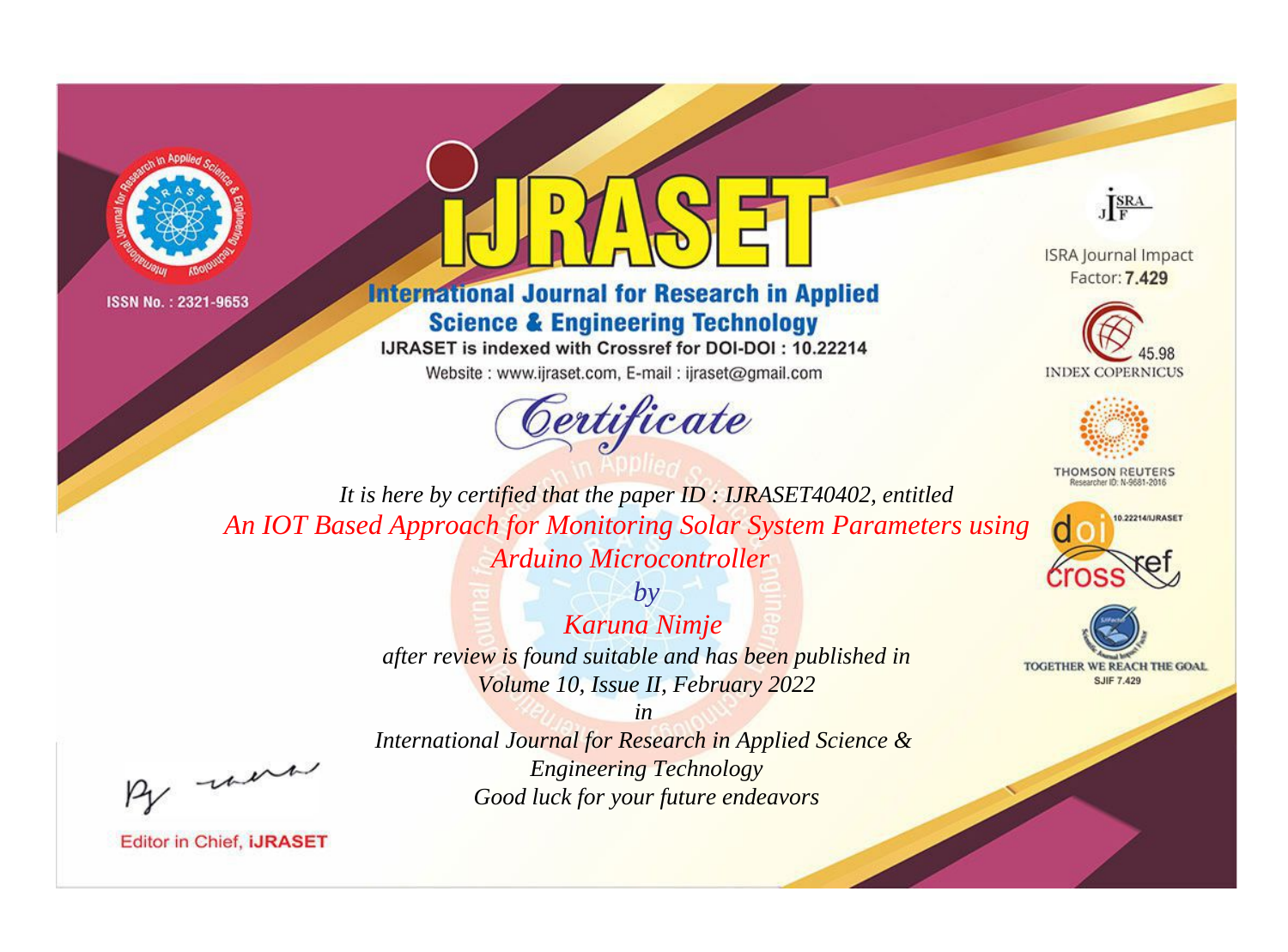ISSN No. : 2321-9653

# iJRASET

## International Journal for Research in Applied Science & Engineering Technology

IJRASET is indexed with Crossref for DOI-DOI : 10.22214

Website : www.ijraset.com, E-mail : ijraset@gmail.com

*Certificate*

*It is here by certified that the paper ID : IJRASET40402, entitled*

*An IOT Based Approach for Monitoring Solar System Parameters using Arduino Microcontroller*

*by*

*Karuna Nimje*

*after review is found suitable and has been published in*

*Volume 10, Issue II, February 2022*

*in*

*International Journal for Research in Applied Science & Engineering Technology*

*Good luck for your future endeavors*

Editor in Chief, iJRASET

ISRA Journal Impact Factor: **7.429**

45.98 INDEX COPERNICUS

THOMSON REUTERS Researcher ID: N-9681-2016

10.22214/IJRASET

TOGETHER WE REACH THE GOAL SJIF 7.429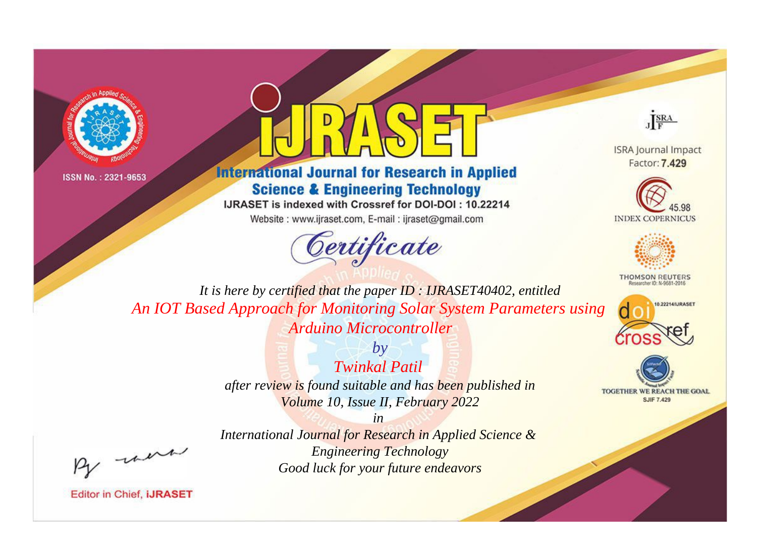ISSN No. : 2321-9653

# iJRASET

## International Journal for Research in Applied Science & Engineering Technology

IJRASET is indexed with Crossref for DOI-DOI : 10.22214

Website : www.ijraset.com, E-mail : ijraset@gmail.com

ISRA Journal Impact Factor: **7.429**

45.98 INDEX COPERNICUS

THOMSON REUTERS Researcher ID: N-9681-2016

10.22214/IJRASET

TOGETHER WE REACH THE GOAL SJIF 7.429

# *Certificate*

*It is here by certified that the paper ID : IJRASET40402, entitled*

*An IOT Based Approach for Monitoring Solar System Parameters using Arduino Microcontroller*

*by*

*Twinkal Patil*

*after review is found suitable and has been published in*

*Volume 10, Issue II, February 2022*

*in*

*International Journal for Research in Applied Science & Engineering Technology*

*Good luck for your future endeavors*

Editor in Chief, **iJRASET**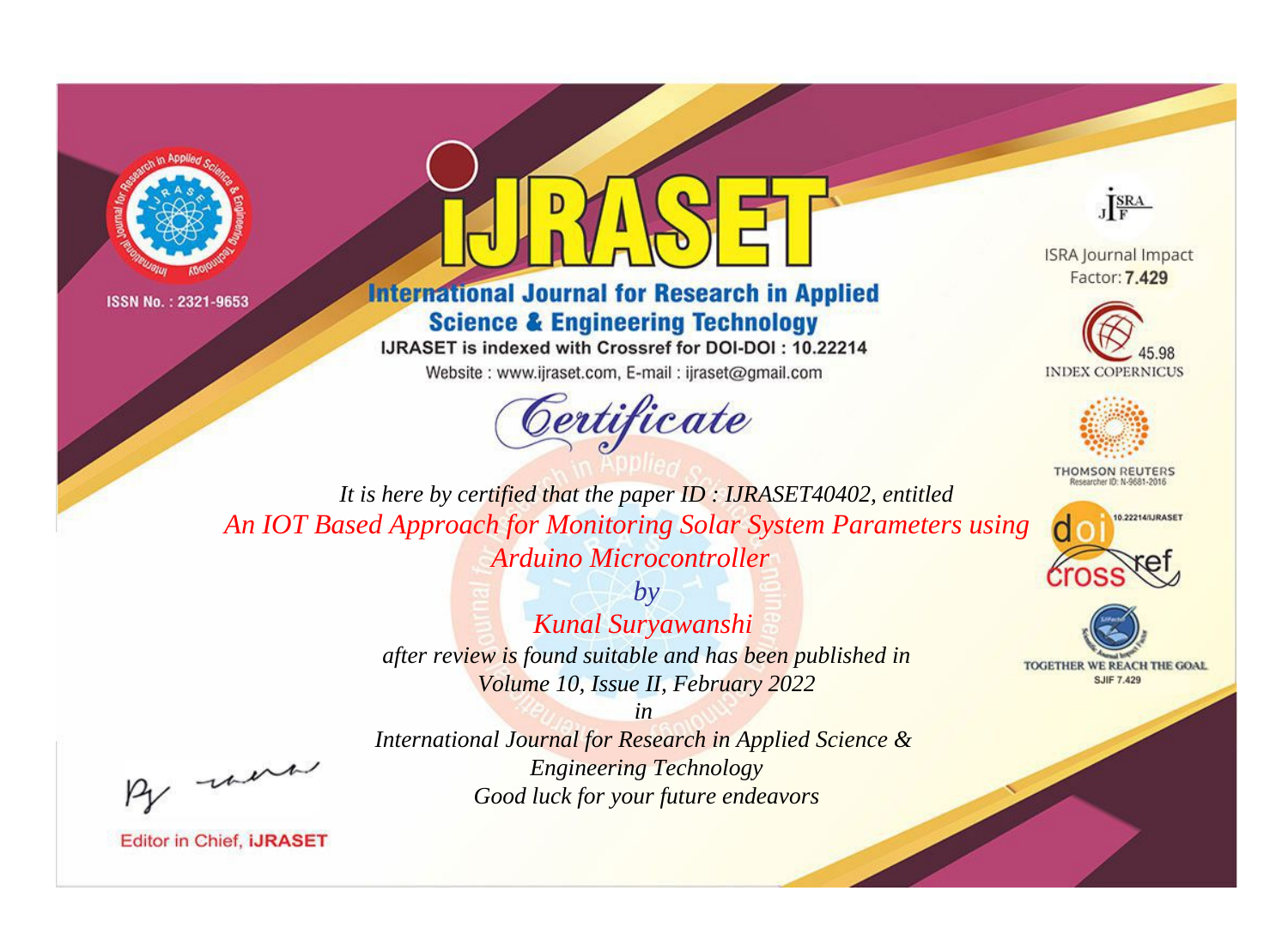ISSN No. : 2321-9653

# iJRASET

## International Journal for Research in Applied Science & Engineering Technology

IJRASET is indexed with Crossref for DOI-DOI : 10.22214

Website : www.ijraset.com, E-mail : ijraset@gmail.com

# Certificate

*It is here by certified that the paper ID : IJRASET40402, entitled*

*An IOT Based Approach for Monitoring Solar System Parameters using Arduino Microcontroller*

*by*

*Kunal Suryawanshi*

*after review is found suitable and has been published in*

*Volume 10, Issue II, February 2022*

*in*

*International Journal for Research in Applied Science & Engineering Technology*

*Good luck for your future endeavors*

ISRA Journal Impact Factor: **7.429**

45.98 INDEX COPERNICUS

THOMSON REUTERS Researcher ID: N-9681-2016

10.22214/IJRASET

TOGETHER WE REACH THE GOAL SJIF 7.429

Editor in Chief, **iJRASET**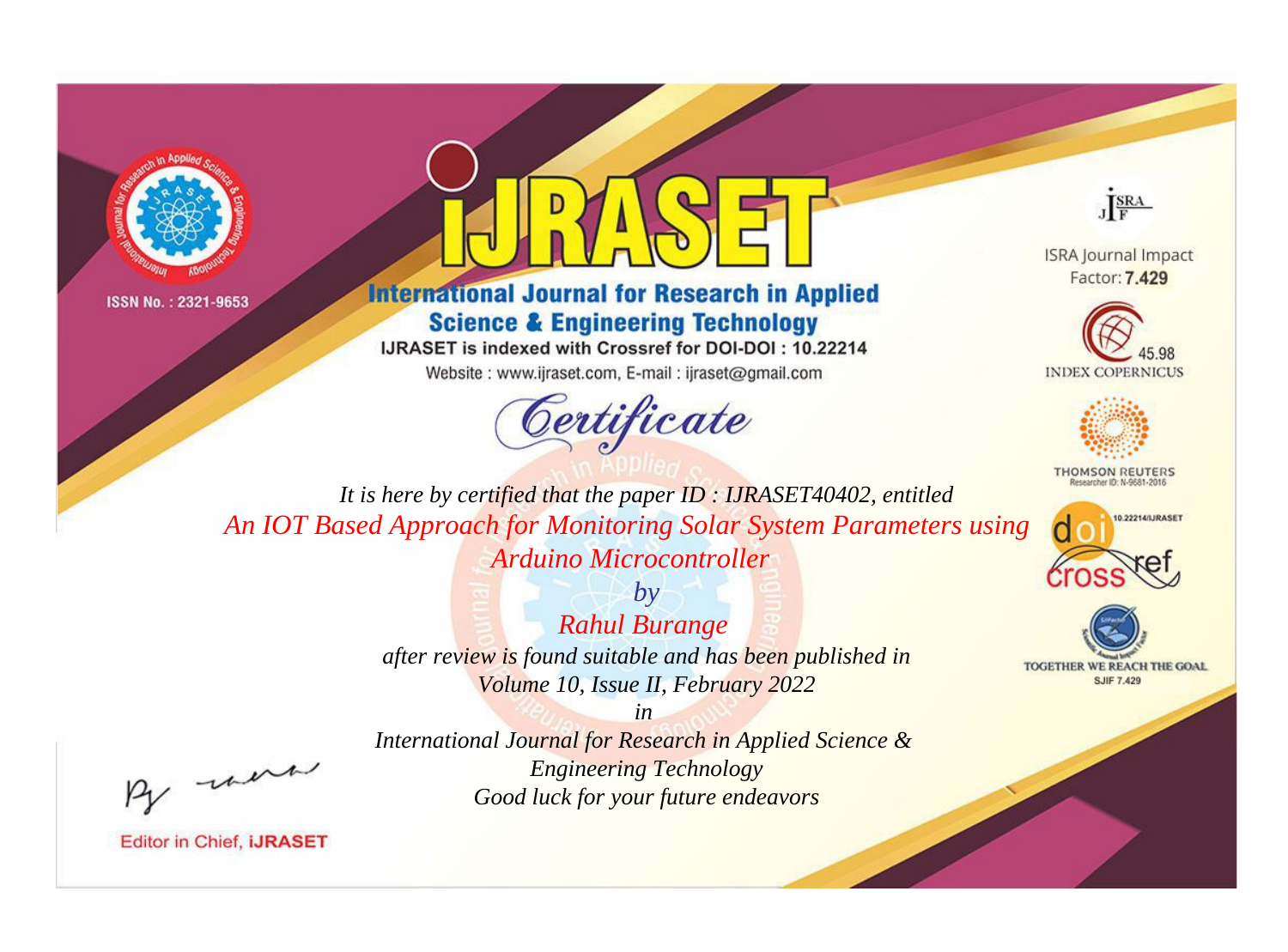ISSN No. : 2321-9653

# iJRASET

**International Journal for Research in Applied Science & Engineering Technology**

IJRASET is indexed with Crossref for DOI-DOI : 10.22214

Website : www.ijraset.com, E-mail : ijraset@gmail.com

*Certificate*

*It is here by certified that the paper ID : IJRASET40402, entitled*

*An IOT Based Approach for Monitoring Solar System Parameters using Arduino Microcontroller*

*by*

*Rahul Burange*

*after review is found suitable and has been published in*

*Volume 10, Issue II, February 2022*

*in*

*International Journal for Research in Applied Science & Engineering Technology*

*Good luck for your future endeavors*

ISRA Journal Impact Factor: **7.429**

45.98 INDEX COPERNICUS

THOMSON REUTERS

10.22214/IJRASET

TOGETHER WE REACH THE GOAL

SJIF 7.429

Editor in Chief, **iJRASET**